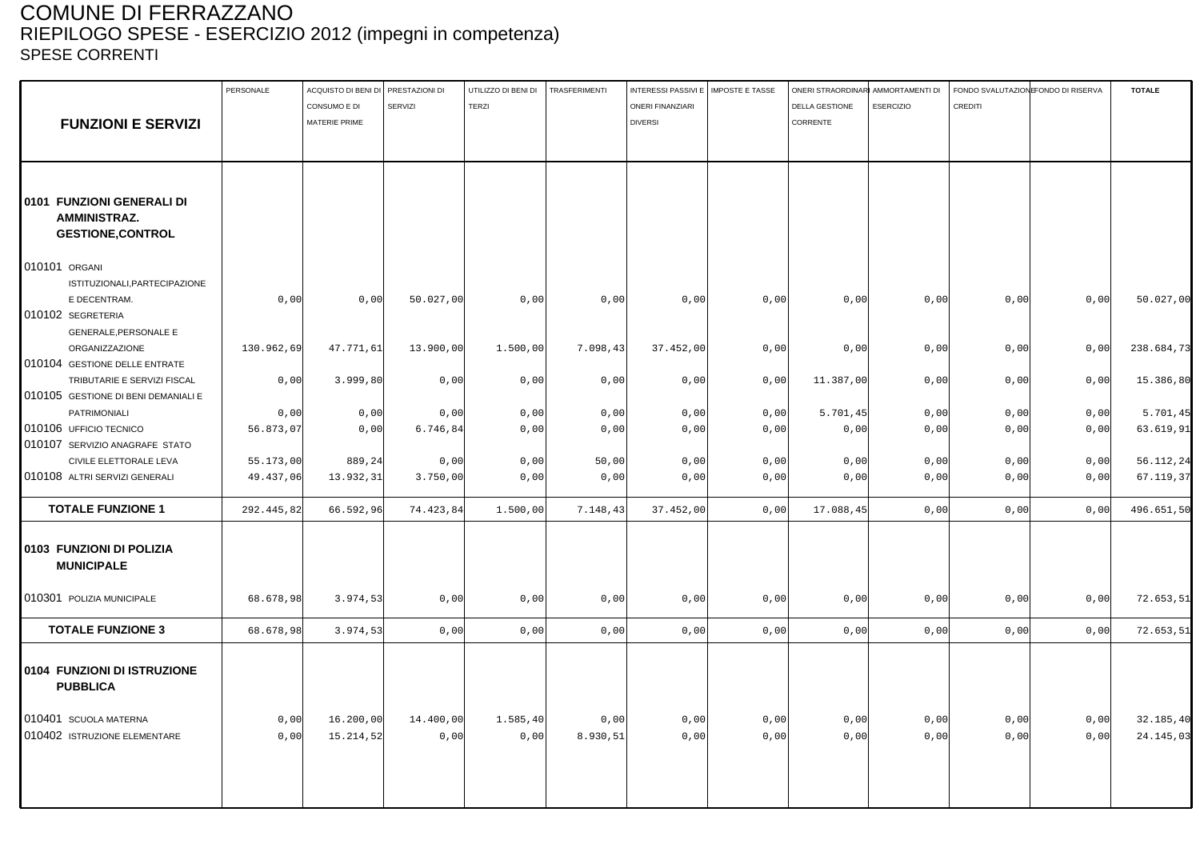# COMUNE DI FERRAZZANO

## RIEPILOGO SPESE - ESERCIZIO 2012 (impegni in competenza)

### SPESE CORRENTI

| FUNZIONI E SERVIZI | PERSONALE | ACQUISTO DI BENI DI CONSUMO E DI MATERIE PRIME | PRESTAZIONI DI SERVIZI | UTILIZZO DI BENI DI TERZI | TRASFERIMENTI | INTERESSI PASSIVI E ONERI FINANZIARI DIVERSI | IMPOSTE E TASSE | ONERI STRAORDINARI DELLA GESTIONE CORRENTE | AMMORTAMENTI DI ESERCIZIO | FONDO SVALUTAZIONE CREDITI | FONDO DI RISERVA | TOTALE |
|---|---|---|---|---|---|---|---|---|---|---|---|---|
| **0101 FUNZIONI GENERALI DI AMMINISTRAZ. GESTIONE,CONTROL** | | | | | | | | | | | | |
| 010101 ORGANI ISTITUZIONALI,PARTECIPAZIONE E DECENTRAM. | 0,00 | 0,00 | 50.027,00 | 0,00 | 0,00 | 0,00 | 0,00 | 0,00 | 0,00 | 0,00 | 0,00 | 50.027,00 |
| 010102 SEGRETERIA GENERALE,PERSONALE E ORGANIZZAZIONE | 130.962,69 | 47.771,61 | 13.900,00 | 1.500,00 | 7.098,43 | 37.452,00 | 0,00 | 0,00 | 0,00 | 0,00 | 0,00 | 238.684,73 |
| 010104 GESTIONE DELLE ENTRATE TRIBUTARIE E SERVIZI FISCAL | 0,00 | 3.999,80 | 0,00 | 0,00 | 0,00 | 0,00 | 0,00 | 11.387,00 | 0,00 | 0,00 | 0,00 | 15.386,80 |
| 010105 GESTIONE DI BENI DEMANIALI E PATRIMONIALI | 0,00 | 0,00 | 0,00 | 0,00 | 0,00 | 0,00 | 0,00 | 5.701,45 | 0,00 | 0,00 | 0,00 | 5.701,45 |
| 010106 UFFICIO TECNICO | 56.873,07 | 0,00 | 6.746,84 | 0,00 | 0,00 | 0,00 | 0,00 | 0,00 | 0,00 | 0,00 | 0,00 | 63.619,91 |
| 010107 SERVIZIO ANAGRAFE STATO CIVILE ELETTORALE LEVA | 55.173,00 | 889,24 | 0,00 | 0,00 | 50,00 | 0,00 | 0,00 | 0,00 | 0,00 | 0,00 | 0,00 | 56.112,24 |
| 010108 ALTRI SERVIZI GENERALI | 49.437,06 | 13.932,31 | 3.750,00 | 0,00 | 0,00 | 0,00 | 0,00 | 0,00 | 0,00 | 0,00 | 0,00 | 67.119,37 |
| **TOTALE FUNZIONE 1** | 292.445,82 | 66.592,96 | 74.423,84 | 1.500,00 | 7.148,43 | 37.452,00 | 0,00 | 17.088,45 | 0,00 | 0,00 | 0,00 | 496.651,50 |
| **0103 FUNZIONI DI POLIZIA MUNICIPALE** | | | | | | | | | | | | |
| 010301 POLIZIA MUNICIPALE | 68.678,98 | 3.974,53 | 0,00 | 0,00 | 0,00 | 0,00 | 0,00 | 0,00 | 0,00 | 0,00 | 0,00 | 72.653,51 |
| **TOTALE FUNZIONE 3** | 68.678,98 | 3.974,53 | 0,00 | 0,00 | 0,00 | 0,00 | 0,00 | 0,00 | 0,00 | 0,00 | 0,00 | 72.653,51 |
| **0104 FUNZIONI DI ISTRUZIONE PUBBLICA** | | | | | | | | | | | | |
| 010401 SCUOLA MATERNA | 0,00 | 16.200,00 | 14.400,00 | 1.585,40 | 0,00 | 0,00 | 0,00 | 0,00 | 0,00 | 0,00 | 0,00 | 32.185,40 |
| 010402 ISTRUZIONE ELEMENTARE | 0,00 | 15.214,52 | 0,00 | 0,00 | 8.930,51 | 0,00 | 0,00 | 0,00 | 0,00 | 0,00 | 0,00 | 24.145,03 |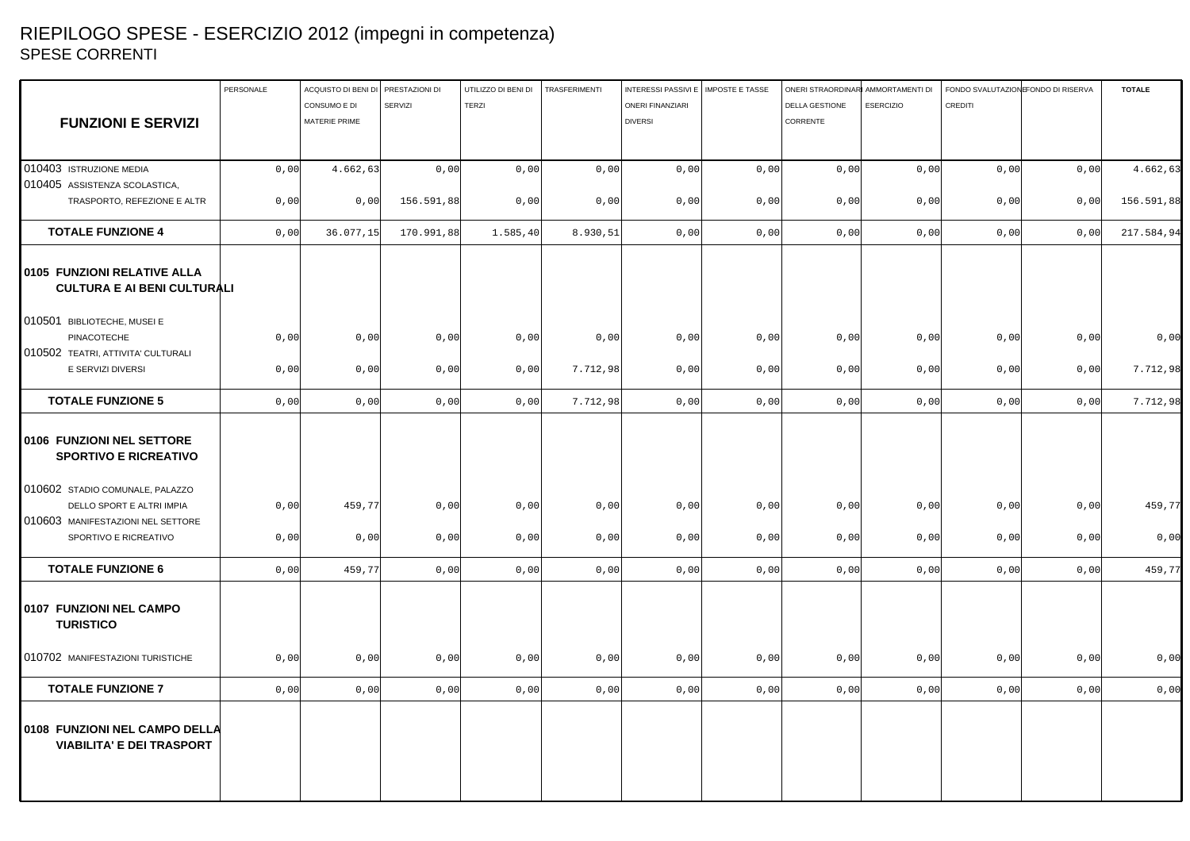# RIEPILOGO SPESE - ESERCIZIO 2012 (impegni in competenza)
## SPESE CORRENTI

| FUNZIONI E SERVIZI | PERSONALE | ACQUISTO DI BENI DI CONSUMO E DI MATERIE PRIME | PRESTAZIONI DI SERVIZI | UTILIZZO DI BENI DI TERZI | TRASFERIMENTI | INTERESSI PASSIVI E ONERI FINANZIARI DIVERSI | IMPOSTE E TASSE | ONERI STRAORDINARI DELLA GESTIONE CORRENTE | AMMORTAMENTI DI ESERCIZIO | FONDO SVALUTAZIONE CREDITI | FONDO DI RISERVA | TOTALE |
|---|---|---|---|---|---|---|---|---|---|---|---|---|
| 010403 ISTRUZIONE MEDIA | 0,00 | 4.662,63 | 0,00 | 0,00 | 0,00 | 0,00 | 0,00 | 0,00 | 0,00 | 0,00 | 0,00 | 4.662,63 |
| 010405 ASSISTENZA SCOLASTICA, TRASPORTO, REFEZIONE E ALTR | 0,00 | 0,00 | 156.591,88 | 0,00 | 0,00 | 0,00 | 0,00 | 0,00 | 0,00 | 0,00 | 0,00 | 156.591,88 |
| **TOTALE FUNZIONE 4** | 0,00 | 36.077,15 | 170.991,88 | 1.585,40 | 8.930,51 | 0,00 | 0,00 | 0,00 | 0,00 | 0,00 | 0,00 | 217.584,94 |
| **0105 FUNZIONI RELATIVE ALLA CULTURA E AI BENI CULTURALI** | | | | | | | | | | | | |
| 010501 BIBLIOTECHE, MUSEI E PINACOTECHE | 0,00 | 0,00 | 0,00 | 0,00 | 0,00 | 0,00 | 0,00 | 0,00 | 0,00 | 0,00 | 0,00 | 0,00 |
| 010502 TEATRI, ATTIVITA' CULTURALI E SERVIZI DIVERSI | 0,00 | 0,00 | 0,00 | 0,00 | 7.712,98 | 0,00 | 0,00 | 0,00 | 0,00 | 0,00 | 0,00 | 7.712,98 |
| **TOTALE FUNZIONE 5** | 0,00 | 0,00 | 0,00 | 0,00 | 7.712,98 | 0,00 | 0,00 | 0,00 | 0,00 | 0,00 | 0,00 | 7.712,98 |
| **0106 FUNZIONI NEL SETTORE SPORTIVO E RICREATIVO** | | | | | | | | | | | | |
| 010602 STADIO COMUNALE, PALAZZO DELLO SPORT E ALTRI IMPIA | 0,00 | 459,77 | 0,00 | 0,00 | 0,00 | 0,00 | 0,00 | 0,00 | 0,00 | 0,00 | 0,00 | 459,77 |
| 010603 MANIFESTAZIONI NEL SETTORE SPORTIVO E RICREATIVO | 0,00 | 0,00 | 0,00 | 0,00 | 0,00 | 0,00 | 0,00 | 0,00 | 0,00 | 0,00 | 0,00 | 0,00 |
| **TOTALE FUNZIONE 6** | 0,00 | 459,77 | 0,00 | 0,00 | 0,00 | 0,00 | 0,00 | 0,00 | 0,00 | 0,00 | 0,00 | 459,77 |
| **0107 FUNZIONI NEL CAMPO TURISTICO** | | | | | | | | | | | | |
| 010702 MANIFESTAZIONI TURISTICHE | 0,00 | 0,00 | 0,00 | 0,00 | 0,00 | 0,00 | 0,00 | 0,00 | 0,00 | 0,00 | 0,00 | 0,00 |
| **TOTALE FUNZIONE 7** | 0,00 | 0,00 | 0,00 | 0,00 | 0,00 | 0,00 | 0,00 | 0,00 | 0,00 | 0,00 | 0,00 | 0,00 |
| **0108 FUNZIONI NEL CAMPO DELLA VIABILITA' E DEI TRASPORT** | | | | | | | | | | | | |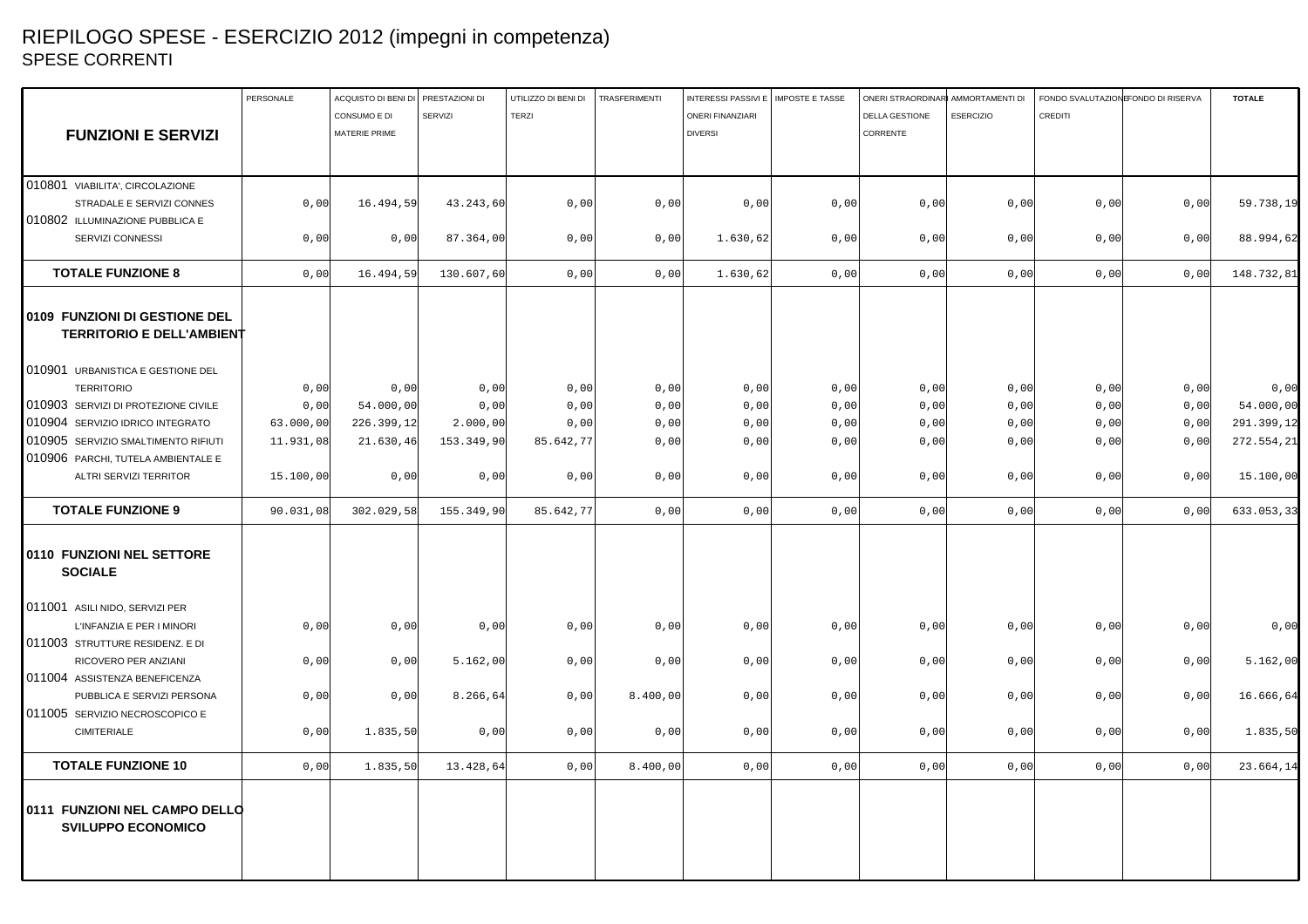# RIEPILOGO SPESE - ESERCIZIO 2012 (impegni in competenza)

## SPESE CORRENTI

| FUNZIONI E SERVIZI | PERSONALE | ACQUISTO DI BENI DI CONSUMO E DI MATERIE PRIME | PRESTAZIONI DI SERVIZI | UTILIZZO DI BENI DI TERZI | TRASFERIMENTI | INTERESSI PASSIVI E ONERI FINANZIARI DIVERSI | IMPOSTE E TASSE | ONERI STRAORDINARI DELLA GESTIONE CORRENTE | AMMORTAMENTI DI ESERCIZIO | FONDO SVALUTAZIONE CREDITI | FONDO DI RISERVA | TOTALE |
|---|---|---|---|---|---|---|---|---|---|---|---|---|
| 010801 VIABILITA', CIRCOLAZIONE STRADALE E SERVIZI CONNES | 0,00 | 16.494,59 | 43.243,60 | 0,00 | 0,00 | 0,00 | 0,00 | 0,00 | 0,00 | 0,00 | 0,00 | 59.738,19 |
| 010802 ILLUMINAZIONE PUBBLICA E SERVIZI CONNESSI | 0,00 | 0,00 | 87.364,00 | 0,00 | 0,00 | 1.630,62 | 0,00 | 0,00 | 0,00 | 0,00 | 0,00 | 88.994,62 |
| **TOTALE FUNZIONE 8** | 0,00 | 16.494,59 | 130.607,60 | 0,00 | 0,00 | 1.630,62 | 0,00 | 0,00 | 0,00 | 0,00 | 0,00 | 148.732,81 |
| **0109 FUNZIONI DI GESTIONE DEL TERRITORIO E DELL'AMBIENT** | | | | | | | | | | | | |
| 010901 URBANISTICA E GESTIONE DEL TERRITORIO | 0,00 | 0,00 | 0,00 | 0,00 | 0,00 | 0,00 | 0,00 | 0,00 | 0,00 | 0,00 | 0,00 | 0,00 |
| 010903 SERVIZI DI PROTEZIONE CIVILE | 0,00 | 54.000,00 | 0,00 | 0,00 | 0,00 | 0,00 | 0,00 | 0,00 | 0,00 | 0,00 | 0,00 | 54.000,00 |
| 010904 SERVIZIO IDRICO INTEGRATO | 63.000,00 | 226.399,12 | 2.000,00 | 0,00 | 0,00 | 0,00 | 0,00 | 0,00 | 0,00 | 0,00 | 0,00 | 291.399,12 |
| 010905 SERVIZIO SMALTIMENTO RIFIUTI | 11.931,08 | 21.630,46 | 153.349,90 | 85.642,77 | 0,00 | 0,00 | 0,00 | 0,00 | 0,00 | 0,00 | 0,00 | 272.554,21 |
| 010906 PARCHI, TUTELA AMBIENTALE E ALTRI SERVIZI TERRITOR | 15.100,00 | 0,00 | 0,00 | 0,00 | 0,00 | 0,00 | 0,00 | 0,00 | 0,00 | 0,00 | 0,00 | 15.100,00 |
| **TOTALE FUNZIONE 9** | 90.031,08 | 302.029,58 | 155.349,90 | 85.642,77 | 0,00 | 0,00 | 0,00 | 0,00 | 0,00 | 0,00 | 0,00 | 633.053,33 |
| **0110 FUNZIONI NEL SETTORE SOCIALE** | | | | | | | | | | | | |
| 011001 ASILI NIDO, SERVIZI PER L'INFANZIA E PER I MINORI | 0,00 | 0,00 | 0,00 | 0,00 | 0,00 | 0,00 | 0,00 | 0,00 | 0,00 | 0,00 | 0,00 | 0,00 |
| 011003 STRUTTURE RESIDENZ. E DI RICOVERO PER ANZIANI | 0,00 | 0,00 | 5.162,00 | 0,00 | 0,00 | 0,00 | 0,00 | 0,00 | 0,00 | 0,00 | 0,00 | 5.162,00 |
| 011004 ASSISTENZA BENEFICENZA PUBBLICA E SERVIZI PERSONA | 0,00 | 0,00 | 8.266,64 | 0,00 | 8.400,00 | 0,00 | 0,00 | 0,00 | 0,00 | 0,00 | 0,00 | 16.666,64 |
| 011005 SERVIZIO NECROSCOPICO E CIMITERIALE | 0,00 | 1.835,50 | 0,00 | 0,00 | 0,00 | 0,00 | 0,00 | 0,00 | 0,00 | 0,00 | 0,00 | 1.835,50 |
| **TOTALE FUNZIONE 10** | 0,00 | 1.835,50 | 13.428,64 | 0,00 | 8.400,00 | 0,00 | 0,00 | 0,00 | 0,00 | 0,00 | 0,00 | 23.664,14 |
| **0111 FUNZIONI NEL CAMPO DELLO SVILUPPO ECONOMICO** | | | | | | | | | | | | |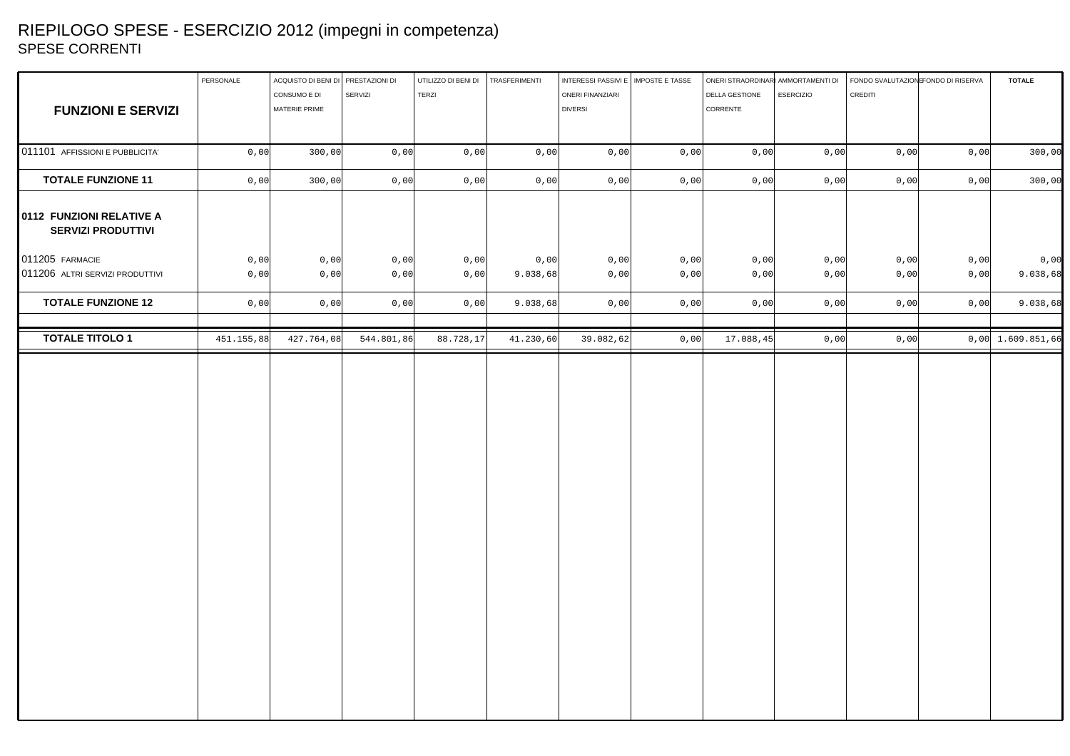# RIEPILOGO SPESE - ESERCIZIO 2012 (impegni in competenza)

## SPESE CORRENTI

| FUNZIONI E SERVIZI | PERSONALE | ACQUISTO DI BENI DI CONSUMO E DI MATERIE PRIME | PRESTAZIONI DI SERVIZI | UTILIZZO DI BENI DI TERZI | TRASFERIMENTI | INTERESSI PASSIVI E ONERI FINANZIARI DIVERSI | IMPOSTE E TASSE | ONERI STRAORDINARI DELLA GESTIONE CORRENTE | AMMORTAMENTI DI ESERCIZIO | FONDO SVALUTAZIONE CREDITI | FONDO DI RISERVA | TOTALE |
|---|---|---|---|---|---|---|---|---|---|---|---|---|
| 011101 AFFISSIONI E PUBBLICITA' | 0,00 | 300,00 | 0,00 | 0,00 | 0,00 | 0,00 | 0,00 | 0,00 | 0,00 | 0,00 | 0,00 | 300,00 |
| **TOTALE FUNZIONE 11** | 0,00 | 300,00 | 0,00 | 0,00 | 0,00 | 0,00 | 0,00 | 0,00 | 0,00 | 0,00 | 0,00 | 300,00 |
| **0112 FUNZIONI RELATIVE A SERVIZI PRODUTTIVI** | | | | | | | | | | | | |
| 011205 FARMACIE | 0,00 | 0,00 | 0,00 | 0,00 | 0,00 | 0,00 | 0,00 | 0,00 | 0,00 | 0,00 | 0,00 | 0,00 |
| 011206 ALTRI SERVIZI PRODUTTIVI | 0,00 | 0,00 | 0,00 | 0,00 | 9.038,68 | 0,00 | 0,00 | 0,00 | 0,00 | 0,00 | 0,00 | 9.038,68 |
| **TOTALE FUNZIONE 12** | 0,00 | 0,00 | 0,00 | 0,00 | 9.038,68 | 0,00 | 0,00 | 0,00 | 0,00 | 0,00 | 0,00 | 9.038,68 |
| **TOTALE TITOLO 1** | 451.155,88 | 427.764,08 | 544.801,86 | 88.728,17 | 41.230,60 | 39.082,62 | 0,00 | 17.088,45 | 0,00 | 0,00 | 0,00 | 1.609.851,66 |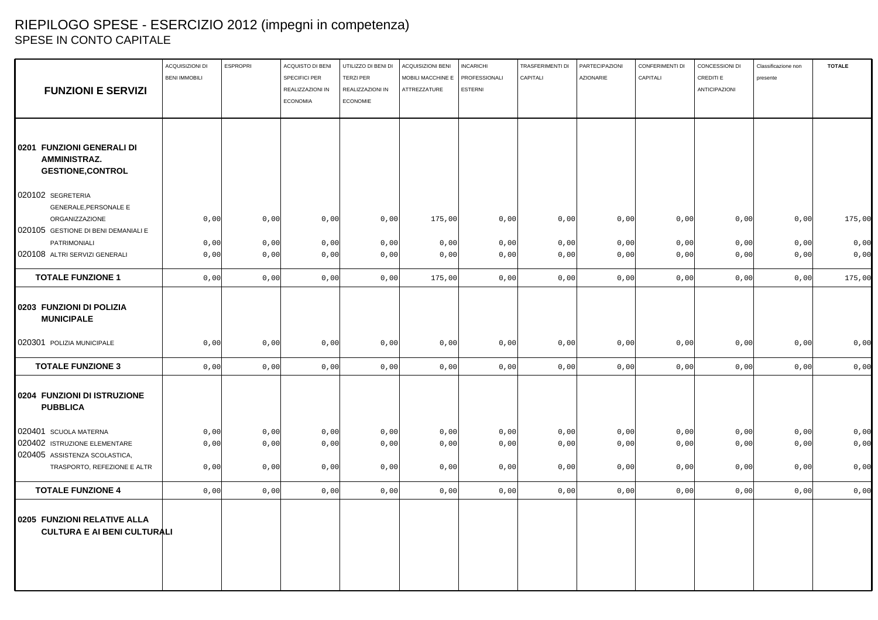# RIEPILOGO SPESE - ESERCIZIO 2012 (impegni in competenza)

## SPESE IN CONTO CAPITALE

| FUNZIONI E SERVIZI | ACQUISIZIONI DI BENI IMMOBILI | ESPROPRI | ACQUISTO DI BENI SPECIFICI PER REALIZZAZIONI IN ECONOMIA | UTILIZZO DI BENI DI TERZI PER REALIZZAZIONI IN ECONOMIE | ACQUISIZIONI BENI MOBILI MACCHINE E ATTREZZATURE | INCARICHI PROFESSIONALI ESTERNI | TRASFERIMENTI DI CAPITALI | PARTECIPAZIONI AZIONARIE | CONFERIMENTI DI CAPITALI | CONCESSIONI DI CREDITI E ANTICIPAZIONI | Classificazione non presente | TOTALE |
|---|---|---|---|---|---|---|---|---|---|---|---|---|
| **0201 FUNZIONI GENERALI DI AMMINISTRAZ. GESTIONE,CONTROL** | | | | | | | | | | | | |
| 020102 SEGRETERIA GENERALE,PERSONALE E ORGANIZZAZIONE | 0,00 | 0,00 | 0,00 | 0,00 | 175,00 | 0,00 | 0,00 | 0,00 | 0,00 | 0,00 | 0,00 | 175,00 |
| 020105 GESTIONE DI BENI DEMANIALI E PATRIMONIALI | 0,00 | 0,00 | 0,00 | 0,00 | 0,00 | 0,00 | 0,00 | 0,00 | 0,00 | 0,00 | 0,00 | 0,00 |
| 020108 ALTRI SERVIZI GENERALI | 0,00 | 0,00 | 0,00 | 0,00 | 0,00 | 0,00 | 0,00 | 0,00 | 0,00 | 0,00 | 0,00 | 0,00 |
| **TOTALE FUNZIONE 1** | 0,00 | 0,00 | 0,00 | 0,00 | 175,00 | 0,00 | 0,00 | 0,00 | 0,00 | 0,00 | 0,00 | 175,00 |
| **0203 FUNZIONI DI POLIZIA MUNICIPALE** | | | | | | | | | | | | |
| 020301 POLIZIA MUNICIPALE | 0,00 | 0,00 | 0,00 | 0,00 | 0,00 | 0,00 | 0,00 | 0,00 | 0,00 | 0,00 | 0,00 | 0,00 |
| **TOTALE FUNZIONE 3** | 0,00 | 0,00 | 0,00 | 0,00 | 0,00 | 0,00 | 0,00 | 0,00 | 0,00 | 0,00 | 0,00 | 0,00 |
| **0204 FUNZIONI DI ISTRUZIONE PUBBLICA** | | | | | | | | | | | | |
| 020401 SCUOLA MATERNA | 0,00 | 0,00 | 0,00 | 0,00 | 0,00 | 0,00 | 0,00 | 0,00 | 0,00 | 0,00 | 0,00 | 0,00 |
| 020402 ISTRUZIONE ELEMENTARE | 0,00 | 0,00 | 0,00 | 0,00 | 0,00 | 0,00 | 0,00 | 0,00 | 0,00 | 0,00 | 0,00 | 0,00 |
| 020405 ASSISTENZA SCOLASTICA, TRASPORTO, REFEZIONE E ALTR | 0,00 | 0,00 | 0,00 | 0,00 | 0,00 | 0,00 | 0,00 | 0,00 | 0,00 | 0,00 | 0,00 | 0,00 |
| **TOTALE FUNZIONE 4** | 0,00 | 0,00 | 0,00 | 0,00 | 0,00 | 0,00 | 0,00 | 0,00 | 0,00 | 0,00 | 0,00 | 0,00 |
| **0205 FUNZIONI RELATIVE ALLA CULTURA E AI BENI CULTURALI** | | | | | | | | | | | | |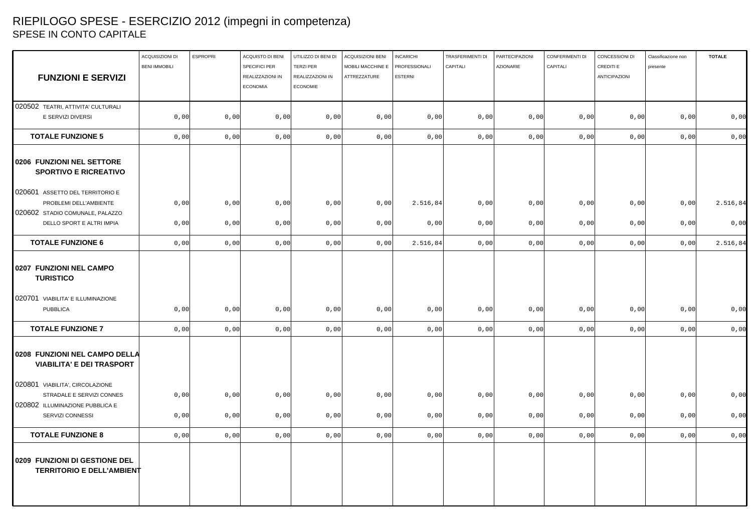# RIEPILOGO SPESE - ESERCIZIO 2012 (impegni in competenza)

## SPESE IN CONTO CAPITALE

| FUNZIONI E SERVIZI | ACQUISIZIONI DI BENI IMMOBILI | ESPROPRI | ACQUISTO DI BENI SPECIFICI PER REALIZZAZIONI IN ECONOMIA | UTILIZZO DI BENI DI TERZI PER REALIZZAZIONI IN ECONOMIE | ACQUISIZIONI BENI MOBILI MACCHINE E ATTREZZATURE | INCARICHI PROFESSIONALI ESTERNI | TRASFERIMENTI DI CAPITALI | PARTECIPAZIONI AZIONARIE | CONFERIMENTI DI CAPITALI | CONCESSIONI DI CREDITI E ANTICIPAZIONI | Classificazione non presente | TOTALE |
|---|---|---|---|---|---|---|---|---|---|---|---|---|
| 020502 TEATRI, ATTIVITA' CULTURALI E SERVIZI DIVERSI | 0,00 | 0,00 | 0,00 | 0,00 | 0,00 | 0,00 | 0,00 | 0,00 | 0,00 | 0,00 | 0,00 | 0,00 |
| **TOTALE FUNZIONE 5** | 0,00 | 0,00 | 0,00 | 0,00 | 0,00 | 0,00 | 0,00 | 0,00 | 0,00 | 0,00 | 0,00 | 0,00 |
| **0206 FUNZIONI NEL SETTORE SPORTIVO E RICREATIVO** | | | | | | | | | | | | |
| 020601 ASSETTO DEL TERRITORIO E PROBLEMI DELL'AMBIENTE | 0,00 | 0,00 | 0,00 | 0,00 | 0,00 | 2.516,84 | 0,00 | 0,00 | 0,00 | 0,00 | 0,00 | 2.516,84 |
| 020602 STADIO COMUNALE, PALAZZO DELLO SPORT E ALTRI IMPIA | 0,00 | 0,00 | 0,00 | 0,00 | 0,00 | 0,00 | 0,00 | 0,00 | 0,00 | 0,00 | 0,00 | 0,00 |
| **TOTALE FUNZIONE 6** | 0,00 | 0,00 | 0,00 | 0,00 | 0,00 | 2.516,84 | 0,00 | 0,00 | 0,00 | 0,00 | 0,00 | 2.516,84 |
| **0207 FUNZIONI NEL CAMPO TURISTICO** | | | | | | | | | | | | |
| 020701 VIABILITA' E ILLUMINAZIONE PUBBLICA | 0,00 | 0,00 | 0,00 | 0,00 | 0,00 | 0,00 | 0,00 | 0,00 | 0,00 | 0,00 | 0,00 | 0,00 |
| **TOTALE FUNZIONE 7** | 0,00 | 0,00 | 0,00 | 0,00 | 0,00 | 0,00 | 0,00 | 0,00 | 0,00 | 0,00 | 0,00 | 0,00 |
| **0208 FUNZIONI NEL CAMPO DELLA VIABILITA' E DEI TRASPORT** | | | | | | | | | | | | |
| 020801 VIABILITA', CIRCOLAZIONE STRADALE E SERVIZI CONNES | 0,00 | 0,00 | 0,00 | 0,00 | 0,00 | 0,00 | 0,00 | 0,00 | 0,00 | 0,00 | 0,00 | 0,00 |
| 020802 ILLUMINAZIONE PUBBLICA E SERVIZI CONNESSI | 0,00 | 0,00 | 0,00 | 0,00 | 0,00 | 0,00 | 0,00 | 0,00 | 0,00 | 0,00 | 0,00 | 0,00 |
| **TOTALE FUNZIONE 8** | 0,00 | 0,00 | 0,00 | 0,00 | 0,00 | 0,00 | 0,00 | 0,00 | 0,00 | 0,00 | 0,00 | 0,00 |
| **0209 FUNZIONI DI GESTIONE DEL TERRITORIO E DELL'AMBIENT** | | | | | | | | | | | | |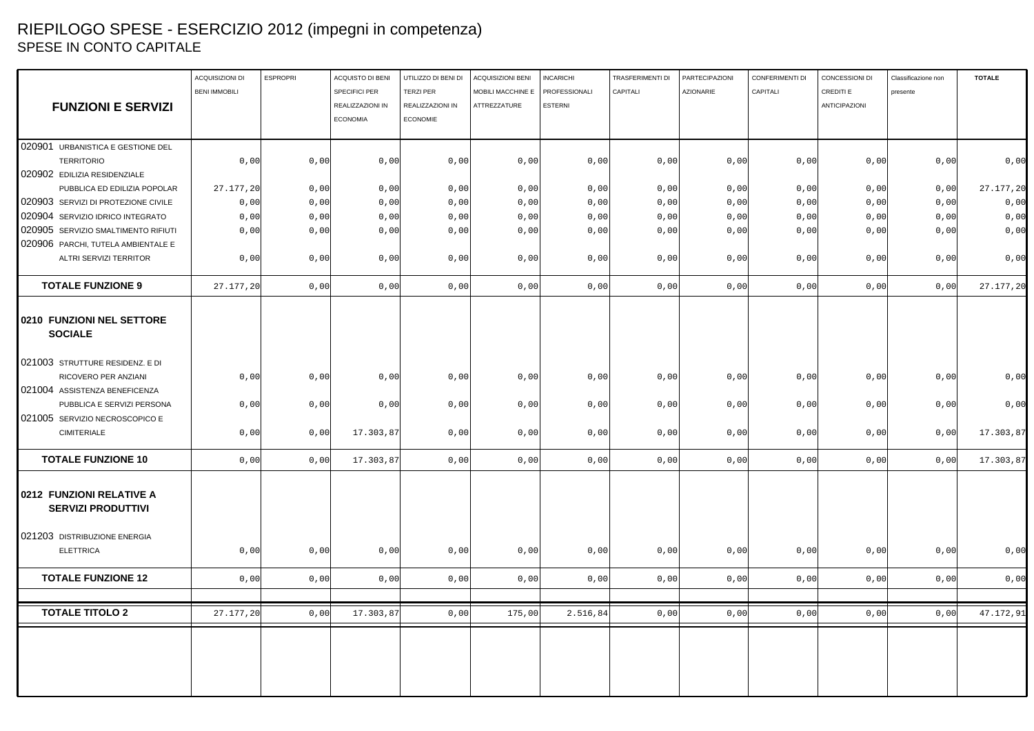# RIEPILOGO SPESE - ESERCIZIO 2012 (impegni in competenza)

## SPESE IN CONTO CAPITALE

| FUNZIONI E SERVIZI | ACQUISIZIONI DI BENI IMMOBILI | ESPROPRI | ACQUISTO DI BENI SPECIFICI PER REALIZZAZIONI IN ECONOMIA | UTILIZZO DI BENI DI TERZI PER REALIZZAZIONI IN ECONOMIE | ACQUISIZIONI BENI MOBILI MACCHINE E ATTREZZATURE | INCARICHI PROFESSIONALI ESTERNI | TRASFERIMENTI DI CAPITALI | PARTECIPAZIONI AZIONARIE | CONFERIMENTI DI CAPITALI | CONCESSIONI DI CREDITI E ANTICIPAZIONI | Classificazione non presente | TOTALE |
|---|---|---|---|---|---|---|---|---|---|---|---|---|
| 020901 URBANISTICA E GESTIONE DEL TERRITORIO | 0,00 | 0,00 | 0,00 | 0,00 | 0,00 | 0,00 | 0,00 | 0,00 | 0,00 | 0,00 | 0,00 | 0,00 |
| 020902 EDILIZIA RESIDENZIALE PUBBLICA ED EDILIZIA POPOLAR | 27.177,20 | 0,00 | 0,00 | 0,00 | 0,00 | 0,00 | 0,00 | 0,00 | 0,00 | 0,00 | 0,00 | 27.177,20 |
| 020903 SERVIZI DI PROTEZIONE CIVILE | 0,00 | 0,00 | 0,00 | 0,00 | 0,00 | 0,00 | 0,00 | 0,00 | 0,00 | 0,00 | 0,00 | 0,00 |
| 020904 SERVIZIO IDRICO INTEGRATO | 0,00 | 0,00 | 0,00 | 0,00 | 0,00 | 0,00 | 0,00 | 0,00 | 0,00 | 0,00 | 0,00 | 0,00 |
| 020905 SERVIZIO SMALTIMENTO RIFIUTI | 0,00 | 0,00 | 0,00 | 0,00 | 0,00 | 0,00 | 0,00 | 0,00 | 0,00 | 0,00 | 0,00 | 0,00 |
| 020906 PARCHI, TUTELA AMBIENTALE E ALTRI SERVIZI TERRITOR | 0,00 | 0,00 | 0,00 | 0,00 | 0,00 | 0,00 | 0,00 | 0,00 | 0,00 | 0,00 | 0,00 | 0,00 |
| **TOTALE FUNZIONE 9** | 27.177,20 | 0,00 | 0,00 | 0,00 | 0,00 | 0,00 | 0,00 | 0,00 | 0,00 | 0,00 | 0,00 | 27.177,20 |
| **0210 FUNZIONI NEL SETTORE SOCIALE** | | | | | | | | | | | | |
| 021003 STRUTTURE RESIDENZ. E DI RICOVERO PER ANZIANI | 0,00 | 0,00 | 0,00 | 0,00 | 0,00 | 0,00 | 0,00 | 0,00 | 0,00 | 0,00 | 0,00 | 0,00 |
| 021004 ASSISTENZA BENEFICENZA PUBBLICA E SERVIZI PERSONA | 0,00 | 0,00 | 0,00 | 0,00 | 0,00 | 0,00 | 0,00 | 0,00 | 0,00 | 0,00 | 0,00 | 0,00 |
| 021005 SERVIZIO NECROSCOPICO E CIMITERIALE | 0,00 | 0,00 | 17.303,87 | 0,00 | 0,00 | 0,00 | 0,00 | 0,00 | 0,00 | 0,00 | 0,00 | 17.303,87 |
| **TOTALE FUNZIONE 10** | 0,00 | 0,00 | 17.303,87 | 0,00 | 0,00 | 0,00 | 0,00 | 0,00 | 0,00 | 0,00 | 0,00 | 17.303,87 |
| **0212 FUNZIONI RELATIVE A SERVIZI PRODUTTIVI** | | | | | | | | | | | | |
| 021203 DISTRIBUZIONE ENERGIA ELETTRICA | 0,00 | 0,00 | 0,00 | 0,00 | 0,00 | 0,00 | 0,00 | 0,00 | 0,00 | 0,00 | 0,00 | 0,00 |
| **TOTALE FUNZIONE 12** | 0,00 | 0,00 | 0,00 | 0,00 | 0,00 | 0,00 | 0,00 | 0,00 | 0,00 | 0,00 | 0,00 | 0,00 |
| **TOTALE TITOLO 2** | 27.177,20 | 0,00 | 17.303,87 | 0,00 | 175,00 | 2.516,84 | 0,00 | 0,00 | 0,00 | 0,00 | 0,00 | 47.172,91 |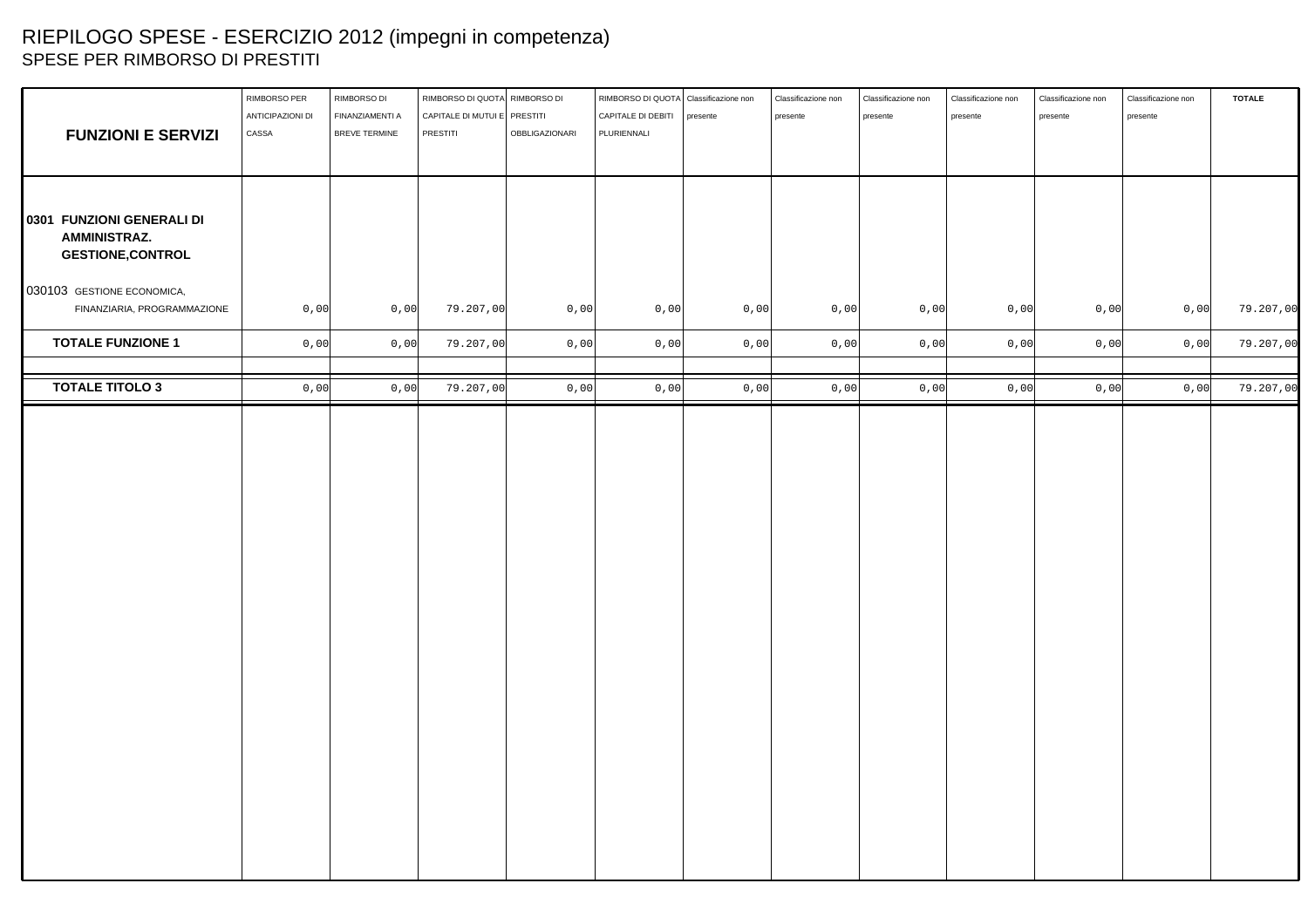# RIEPILOGO SPESE - ESERCIZIO 2012 (impegni in competenza)

## SPESE PER RIMBORSO DI PRESTITI

| FUNZIONI E SERVIZI | RIMBORSO PER ANTICIPAZIONI DI CASSA | RIMBORSO DI FINANZIAMENTI A BREVE TERMINE | RIMBORSO DI QUOTA CAPITALE DI MUTUI E PRESTITI | RIMBORSO DI PRESTITI OBBLIGAZIONARI | RIMBORSO DI QUOTA CAPITALE DI DEBITI PLURIENNALI | Classificazione non presente | Classificazione non presente | Classificazione non presente | Classificazione non presente | Classificazione non presente | Classificazione non presente | TOTALE |
|---|---|---|---|---|---|---|---|---|---|---|---|---|
| **0301 FUNZIONI GENERALI DI AMMINISTRAZ. GESTIONE,CONTROL** | | | | | | | | | | | | |
| 030103 GESTIONE ECONOMICA, FINANZIARIA, PROGRAMMAZIONE | 0,00 | 0,00 | 79.207,00 | 0,00 | 0,00 | 0,00 | 0,00 | 0,00 | 0,00 | 0,00 | 0,00 | 79.207,00 |
| **TOTALE FUNZIONE 1** | 0,00 | 0,00 | 79.207,00 | 0,00 | 0,00 | 0,00 | 0,00 | 0,00 | 0,00 | 0,00 | 0,00 | 79.207,00 |
| **TOTALE TITOLO 3** | 0,00 | 0,00 | 79.207,00 | 0,00 | 0,00 | 0,00 | 0,00 | 0,00 | 0,00 | 0,00 | 0,00 | 79.207,00 |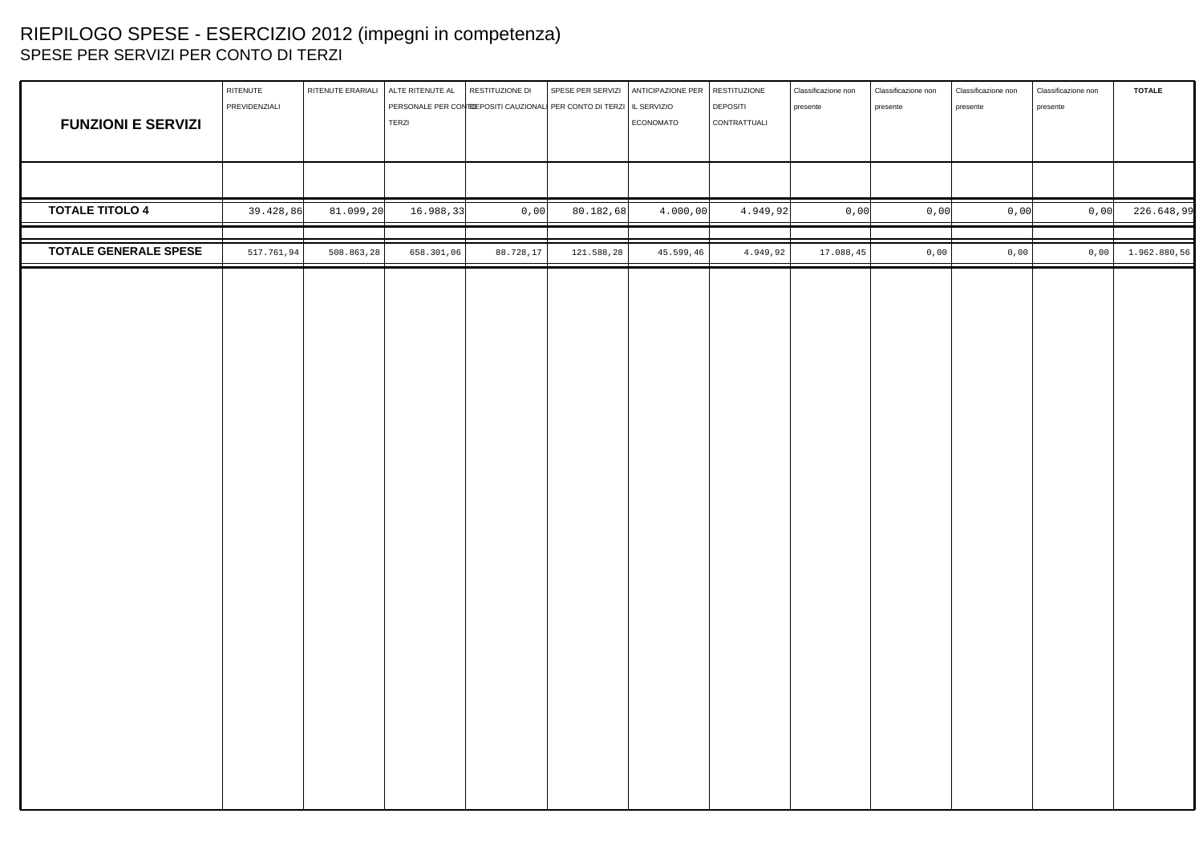# RIEPILOGO SPESE - ESERCIZIO 2012 (impegni in competenza)

## SPESE PER SERVIZI PER CONTO DI TERZI

| FUNZIONI E SERVIZI | RITENUTE PREVIDENZIALI | RITENUTE ERARIALI | ALTE RITENUTE AL PERSONALE PER CONTO TERZI | RESTITUZIONE DI DEPOSITI CAUZIONALI | SPESE PER SERVIZI PER CONTO DI TERZI | ANTICIPAZIONE PER IL SERVIZIO ECONOMATO | RESTITUZIONE DEPOSITI CONTRATTUALI | Classificazione non presente | Classificazione non presente | Classificazione non presente | Classificazione non presente | TOTALE |
|---|---|---|---|---|---|---|---|---|---|---|---|---|
| | | | | | | | | | | | | |
| **TOTALE TITOLO 4** | 39.428,86 | 81.099,20 | 16.988,33 | 0,00 | 80.182,68 | 4.000,00 | 4.949,92 | 0,00 | 0,00 | 0,00 | 0,00 | 226.648,99 |
| **TOTALE GENERALE SPESE** | 517.761,94 | 508.863,28 | 658.301,06 | 88.728,17 | 121.588,28 | 45.599,46 | 4.949,92 | 17.088,45 | 0,00 | 0,00 | 0,00 | 1.962.880,56 |